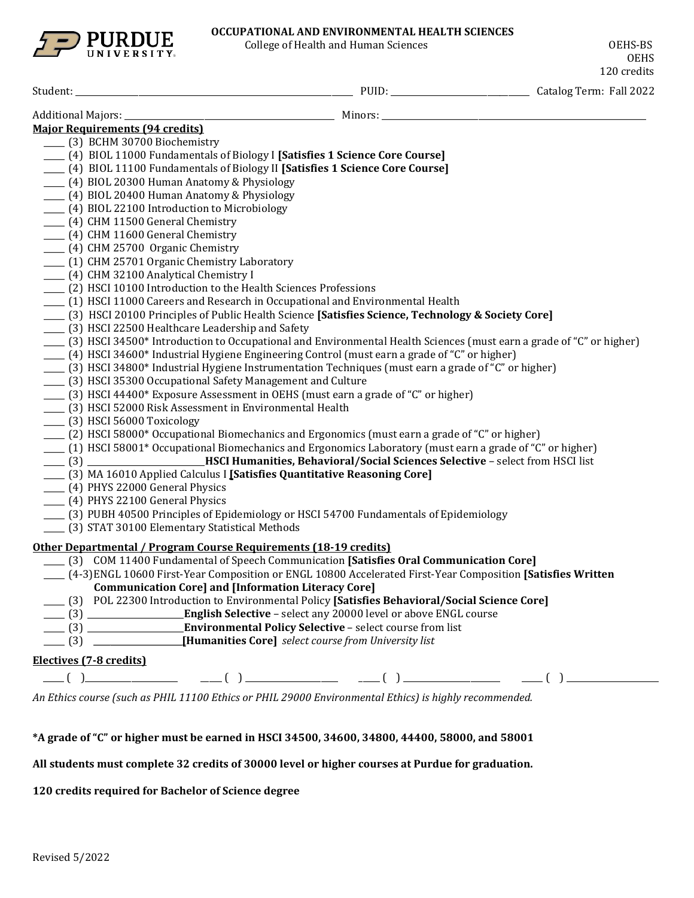**OCCUPATIONAL AND ENVIRONMENTAL HEALTH SCIENCES**
College of Health and Human Sciences

OEHS-BS
OEHS
120 credits

Student: ______________________ PUID: ______________ Catalog Term: Fall 2022

Additional Majors: ______________________ Minors: ______________________

**Major Requirements (94 credits)**

- ____ (3) BCHM 30700 Biochemistry
- ____ (4) BIOL 11000 Fundamentals of Biology I **[Satisfies 1 Science Core Course]**
- ____ (4) BIOL 11100 Fundamentals of Biology II **[Satisfies 1 Science Core Course]**
- ____ (4) BIOL 20300 Human Anatomy & Physiology
- ____ (4) BIOL 20400 Human Anatomy & Physiology
- ____ (4) BIOL 22100 Introduction to Microbiology
- ____ (4) CHM 11500 General Chemistry
- ____ (4) CHM 11600 General Chemistry
- ____ (4) CHM 25700 Organic Chemistry
- ____ (1) CHM 25701 Organic Chemistry Laboratory
- ____ (4) CHM 32100 Analytical Chemistry I
- ____ (2) HSCI 10100 Introduction to the Health Sciences Professions
- ____ (1) HSCI 11000 Careers and Research in Occupational and Environmental Health
- ____ (3) HSCI 20100 Principles of Public Health Science **[Satisfies Science, Technology & Society Core]**
- ____ (3) HSCI 22500 Healthcare Leadership and Safety
- ____ (3) HSCI 34500* Introduction to Occupational and Environmental Health Sciences (must earn a grade of "C" or higher)
- ____ (4) HSCI 34600* Industrial Hygiene Engineering Control (must earn a grade of "C" or higher)
- ____ (3) HSCI 34800* Industrial Hygiene Instrumentation Techniques (must earn a grade of "C" or higher)
- ____ (3) HSCI 35300 Occupational Safety Management and Culture
- ____ (3) HSCI 44400* Exposure Assessment in OEHS (must earn a grade of "C" or higher)
- ____ (3) HSCI 52000 Risk Assessment in Environmental Health
- ____ (3) HSCI 56000 Toxicology
- ____ (2) HSCI 58000* Occupational Biomechanics and Ergonomics (must earn a grade of "C" or higher)
- ____ (1) HSCI 58001* Occupational Biomechanics and Ergonomics Laboratory (must earn a grade of "C" or higher)
- ____ (3) ______________ **HSCI Humanities, Behavioral/Social Sciences Selective** – select from HSCI list
- ____ (3) MA 16010 Applied Calculus I **[Satisfies Quantitative Reasoning Core]**
- ____ (4) PHYS 22000 General Physics
- ____ (4) PHYS 22100 General Physics
- ____ (3) PUBH 40500 Principles of Epidemiology or HSCI 54700 Fundamentals of Epidemiology
- ____ (3) STAT 30100 Elementary Statistical Methods

**Other Departmental / Program Course Requirements (18-19 credits)**

- ____ (3) COM 11400 Fundamental of Speech Communication **[Satisfies Oral Communication Core]**
- ____ (4-3) ENGL 10600 First-Year Composition or ENGL 10800 Accelerated First-Year Composition **[Satisfies Written Communication Core] and [Information Literacy Core]**
- ____ (3) POL 22300 Introduction to Environmental Policy **[Satisfies Behavioral/Social Science Core]**
- ____ (3) ______________ **English Selective** – select any 20000 level or above ENGL course
- ____ (3) ______________ **Environmental Policy Selective** – select course from list
- ____ (3) ______________ **[Humanities Core]** *select course from University list*

**Electives (7-8 credits)**

____ ( ) ______________ ____ ( ) ______________ ____ ( ) ______________ ____ ( ) ______________

*An Ethics course (such as PHIL 11100 Ethics or PHIL 29000 Environmental Ethics) is highly recommended.*

**\*A grade of "C" or higher must be earned in HSCI 34500, 34600, 34800, 44400, 58000, and 58001**

**All students must complete 32 credits of 30000 level or higher courses at Purdue for graduation.**

**120 credits required for Bachelor of Science degree**

Revised 5/2022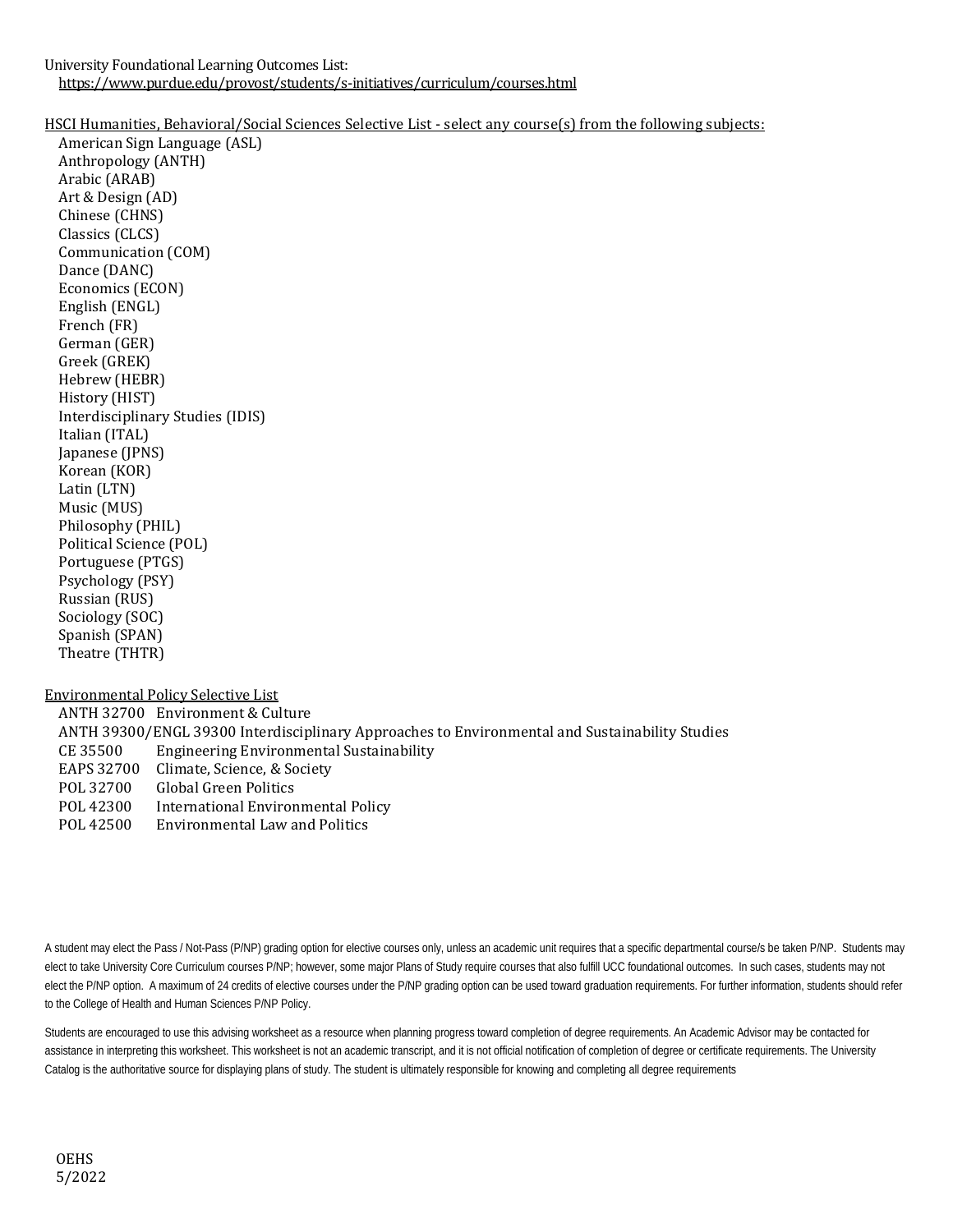University Foundational Learning Outcomes List:
https://www.purdue.edu/provost/students/s-initiatives/curriculum/courses.html

HSCI Humanities, Behavioral/Social Sciences Selective List - select any course(s) from the following subjects:

- American Sign Language (ASL)
- Anthropology (ANTH)
- Arabic (ARAB)
- Art & Design (AD)
- Chinese (CHNS)
- Classics (CLCS)
- Communication (COM)
- Dance (DANC)
- Economics (ECON)
- English (ENGL)
- French (FR)
- German (GER)
- Greek (GREK)
- Hebrew (HEBR)
- History (HIST)
- Interdisciplinary Studies (IDIS)
- Italian (ITAL)
- Japanese (JPNS)
- Korean (KOR)
- Latin (LTN)
- Music (MUS)
- Philosophy (PHIL)
- Political Science (POL)
- Portuguese (PTGS)
- Psychology (PSY)
- Russian (RUS)
- Sociology (SOC)
- Spanish (SPAN)
- Theatre (THTR)

Environmental Policy Selective List

- ANTH 32700 Environment & Culture
- ANTH 39300/ENGL 39300 Interdisciplinary Approaches to Environmental and Sustainability Studies
- CE 35500 Engineering Environmental Sustainability
- EAPS 32700 Climate, Science, & Society
- POL 32700 Global Green Politics
- POL 42300 International Environmental Policy
- POL 42500 Environmental Law and Politics

A student may elect the Pass / Not-Pass (P/NP) grading option for elective courses only, unless an academic unit requires that a specific departmental course/s be taken P/NP. Students may elect to take University Core Curriculum courses P/NP; however, some major Plans of Study require courses that also fulfill UCC foundational outcomes. In such cases, students may not elect the P/NP option. A maximum of 24 credits of elective courses under the P/NP grading option can be used toward graduation requirements. For further information, students should refer to the College of Health and Human Sciences P/NP Policy.

Students are encouraged to use this advising worksheet as a resource when planning progress toward completion of degree requirements. An Academic Advisor may be contacted for assistance in interpreting this worksheet. This worksheet is not an academic transcript, and it is not official notification of completion of degree or certificate requirements. The University Catalog is the authoritative source for displaying plans of study. The student is ultimately responsible for knowing and completing all degree requirements

OEHS
5/2022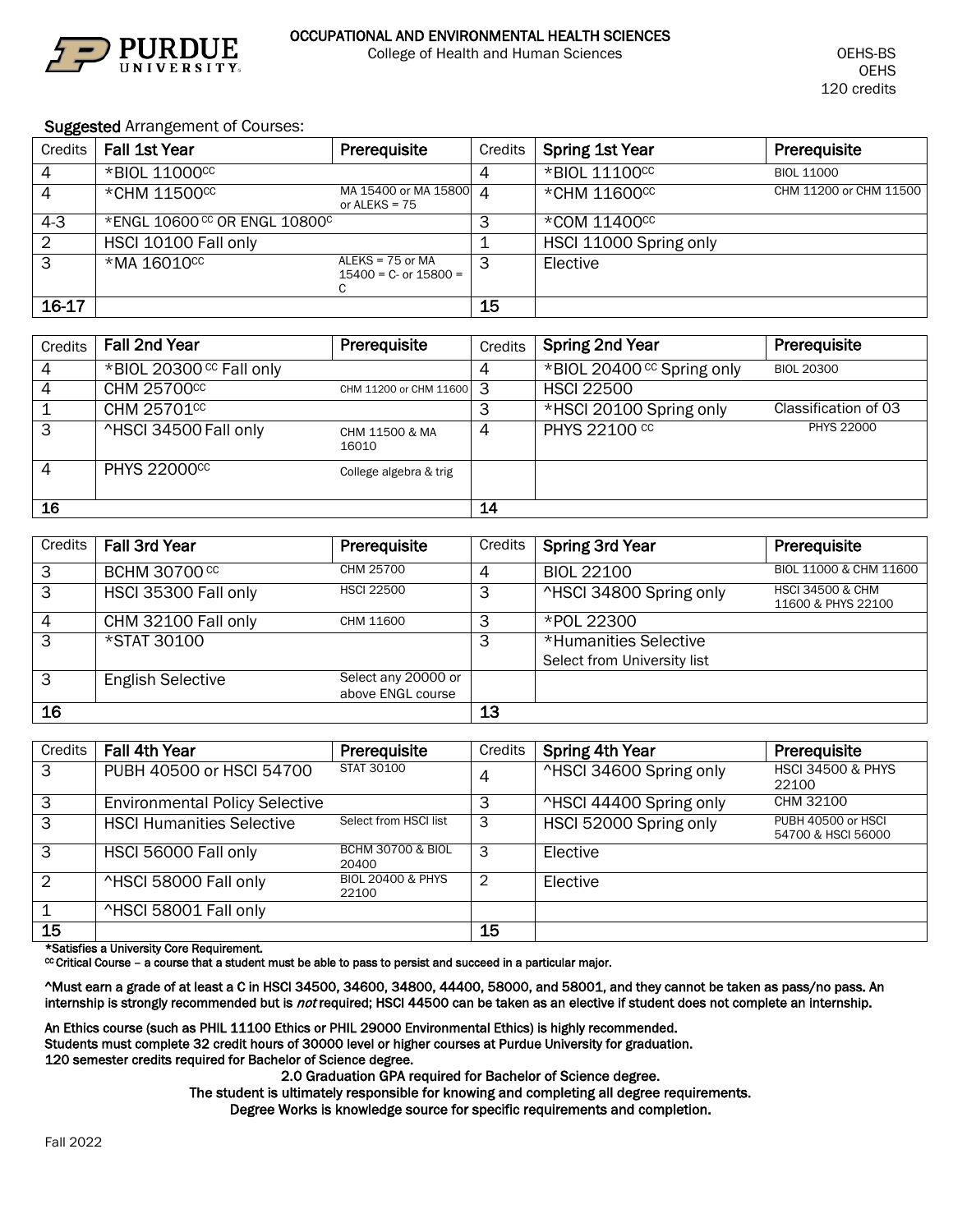OCCUPATIONAL AND ENVIRONMENTAL HEALTH SCIENCES

College of Health and Human Sciences

OEHS-BS
OEHS
120 credits

**Suggested** Arrangement of Courses:

| Credits | Fall 1st Year | Prerequisite | Credits | Spring 1st Year | Prerequisite |
|---|---|---|---|---|---|
| 4 | *BIOL 11000[CC] | | 4 | *BIOL 11100[CC] | BIOL 11000 |
| 4 | *CHM 11500[CC] | MA 15400 or MA 15800 or ALEKS = 75 | 4 | *CHM 11600[CC] | CHM 11200 or CHM 11500 |
| 4-3 | *ENGL 10600[CC] OR ENGL 10800[C] | | 3 | *COM 11400[CC] | |
| 2 | HSCI 10100 Fall only | | 1 | HSCI 11000 Spring only | |
| 3 | *MA 16010[CC] | ALEKS = 75 or MA 15400 = C- or 15800 = C | 3 | Elective | |
| **16-17** | | | **15** | | |

| Credits | Fall 2nd Year | Prerequisite | Credits | Spring 2nd Year | Prerequisite |
|---|---|---|---|---|---|
| 4 | *BIOL 20300[CC] Fall only | | 4 | *BIOL 20400[CC] Spring only | BIOL 20300 |
| 4 | CHM 25700[CC] | CHM 11200 or CHM 11600 | 3 | HSCI 22500 | |
| 1 | CHM 25701[CC] | | 3 | *HSCI 20100 Spring only | Classification of 03 |
| 3 | ^HSCI 34500 Fall only | CHM 11500 & MA 16010 | 4 | PHYS 22100[CC] | PHYS 22000 |
| 4 | PHYS 22000[CC] | College algebra & trig | | | |
| **16** | | | **14** | | |

| Credits | Fall 3rd Year | Prerequisite | Credits | Spring 3rd Year | Prerequisite |
|---|---|---|---|---|---|
| 3 | BCHM 30700[CC] | CHM 25700 | 4 | BIOL 22100 | BIOL 11000 & CHM 11600 |
| 3 | HSCI 35300 Fall only | HSCI 22500 | 3 | ^HSCI 34800 Spring only | HSCI 34500 & CHM 11600 & PHYS 22100 |
| 4 | CHM 32100 Fall only | CHM 11600 | 3 | *POL 22300 | |
| 3 | *STAT 30100 | | 3 | *Humanities Selective Select from University list | |
| 3 | English Selective | Select any 20000 or above ENGL course | | | |
| **16** | | | **13** | | |

| Credits | Fall 4th Year | Prerequisite | Credits | Spring 4th Year | Prerequisite |
|---|---|---|---|---|---|
| 3 | PUBH 40500 or HSCI 54700 | STAT 30100 | 4 | ^HSCI 34600 Spring only | HSCI 34500 & PHYS 22100 |
| 3 | Environmental Policy Selective | | 3 | ^HSCI 44400 Spring only | CHM 32100 |
| 3 | HSCI Humanities Selective | Select from HSCI list | 3 | HSCI 52000 Spring only | PUBH 40500 or HSCI 54700 & HSCI 56000 |
| 3 | HSCI 56000 Fall only | BCHM 30700 & BIOL 20400 | 3 | Elective | |
| 2 | ^HSCI 58000 Fall only | BIOL 20400 & PHYS 22100 | 2 | Elective | |
| 1 | ^HSCI 58001 Fall only | | | | |
| **15** | | | **15** | | |

**\*Satisfies a University Core Requirement.**

**[CC] Critical Course – a course that a student must be able to pass to persist and succeed in a particular major.**

**^Must earn a grade of at least a C in HSCI 34500, 34600, 34800, 44400, 58000, and 58001, and they cannot be taken as pass/no pass. An internship is strongly recommended but is *not* required; HSCI 44500 can be taken as an elective if student does not complete an internship.**

**An Ethics course (such as PHIL 11100 Ethics or PHIL 29000 Environmental Ethics) is highly recommended.**
**Students must complete 32 credit hours of 30000 level or higher courses at Purdue University for graduation.**
**120 semester credits required for Bachelor of Science degree.**

**2.0 Graduation GPA required for Bachelor of Science degree.**
**The student is ultimately responsible for knowing and completing all degree requirements.**
**Degree Works is knowledge source for specific requirements and completion.**

Fall 2022